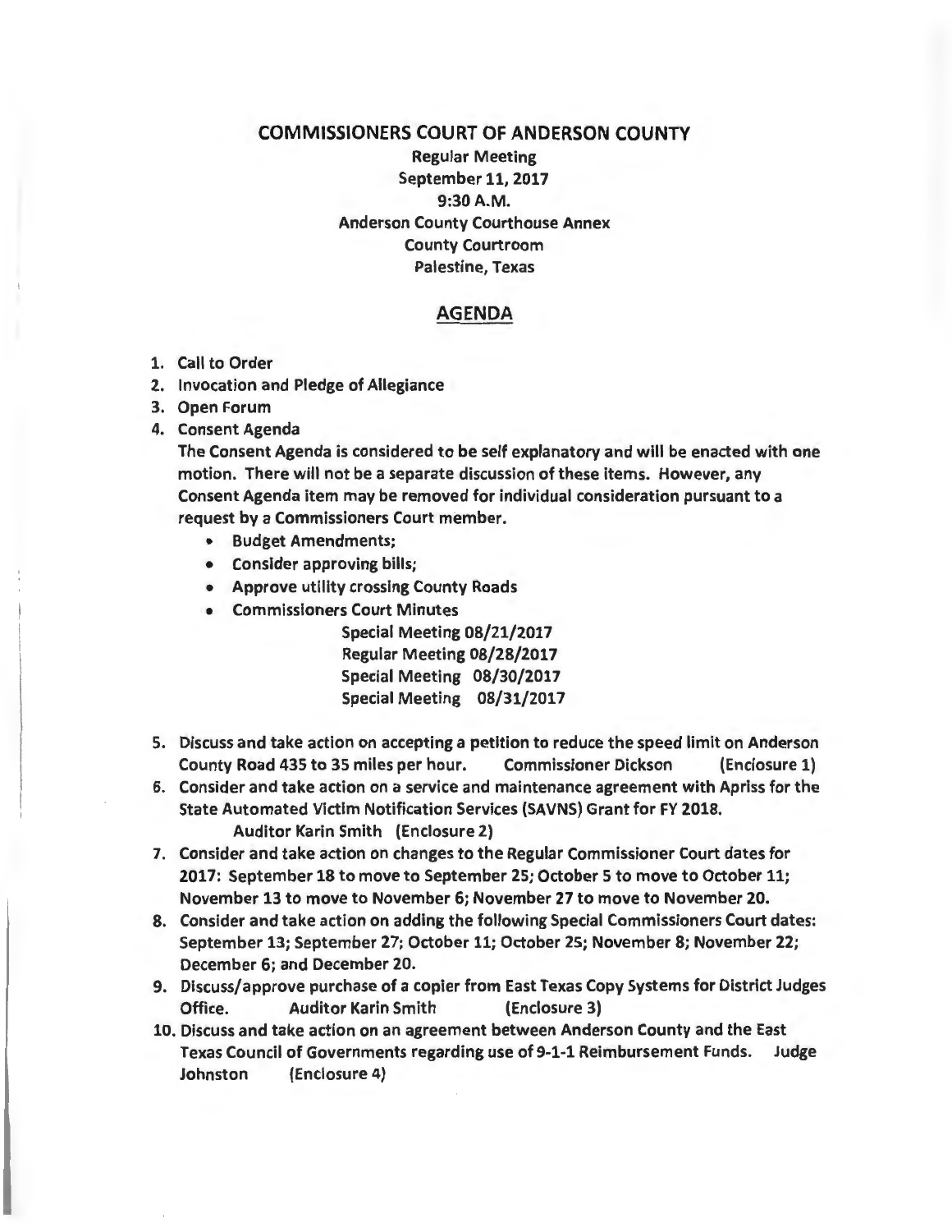# COMMISSIONERS COURT OF ANDERSON COUNTY

**Regular Meeting**
**September 11, 2017**
**9:30 A.M.**
**Anderson County Courthouse Annex**
**County Courtroom**
**Palestine, Texas**

## AGENDA

1. Call to Order
2. Invocation and Pledge of Allegiance
3. Open Forum
4. Consent Agenda
   The Consent Agenda is considered to be self explanatory and will be enacted with one motion. There will not be a separate discussion of these items. However, any Consent Agenda item may be removed for individual consideration pursuant to a request by a Commissioners Court member.
   - Budget Amendments;
   - Consider approving bills;
   - Approve utility crossing County Roads
   - Commissioners Court Minutes
     - Special Meeting 08/21/2017
     - Regular Meeting 08/28/2017
     - Special Meeting 08/30/2017
     - Special Meeting 08/31/2017
5. Discuss and take action on accepting a petition to reduce the speed limit on Anderson County Road 435 to 35 miles per hour. Commissioner Dickson (Enclosure 1)
6. Consider and take action on a service and maintenance agreement with Apriss for the State Automated Victim Notification Services (SAVNS) Grant for FY 2018. Auditor Karin Smith (Enclosure 2)
7. Consider and take action on changes to the Regular Commissioner Court dates for 2017: September 18 to move to September 25; October 5 to move to October 11; November 13 to move to November 6; November 27 to move to November 20.
8. Consider and take action on adding the following Special Commissioners Court dates: September 13; September 27; October 11; October 25; November 8; November 22; December 6; and December 20.
9. Discuss/approve purchase of a copier from East Texas Copy Systems for District Judges Office. Auditor Karin Smith (Enclosure 3)
10. Discuss and take action on an agreement between Anderson County and the East Texas Council of Governments regarding use of 9-1-1 Reimbursement Funds. Judge Johnston (Enclosure 4)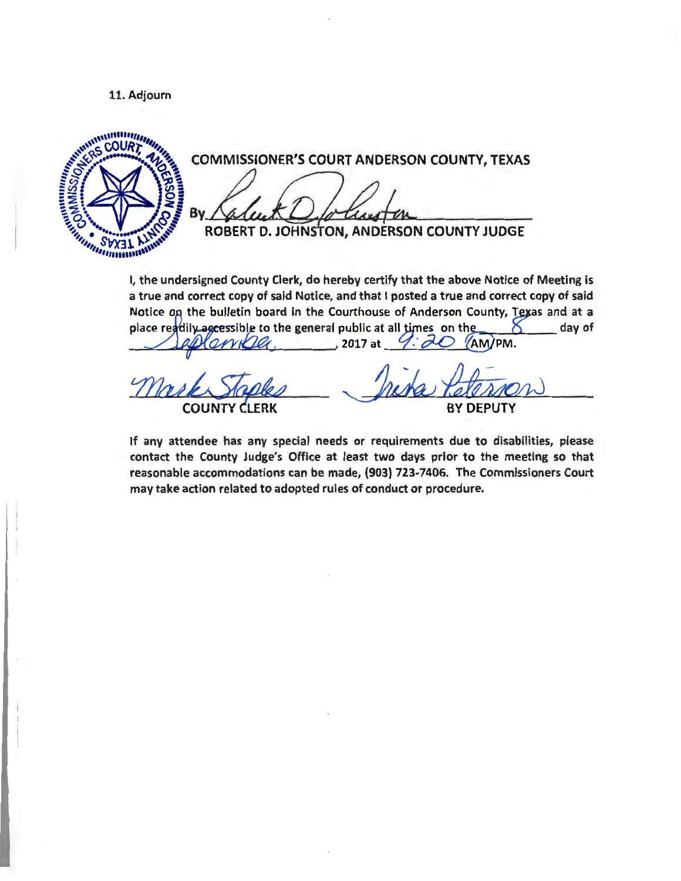11. Adjourn

**COMMISSIONER'S COURT ANDERSON COUNTY, TEXAS**

By Robert D. Johnston

**ROBERT D. JOHNSTON, ANDERSON COUNTY JUDGE**

**I, the undersigned County Clerk, do hereby certify that the above Notice of Meeting is a true and correct copy of said Notice, and that I posted a true and correct copy of said Notice on the bulletin board in the Courthouse of Anderson County, Texas and at a place readily accessible to the general public at all times on the 8 day of September, 2017 at 9:20 AM/PM.**

Mark Staples
**COUNTY CLERK**

Trisha Peterson
**BY DEPUTY**

**If any attendee has any special needs or requirements due to disabilities, please contact the County Judge's Office at least two days prior to the meeting so that reasonable accommodations can be made, (903) 723-7406. The Commissioners Court may take action related to adopted rules of conduct or procedure.**